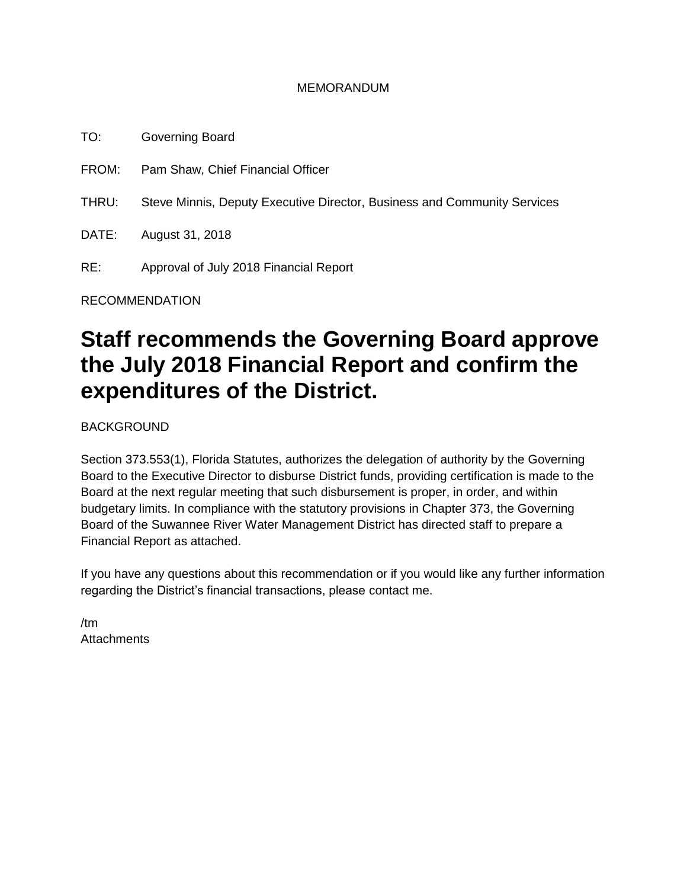MEMORANDUM

TO: Governing Board

FROM: Pam Shaw, Chief Financial Officer

THRU: Steve Minnis, Deputy Executive Director, Business and Community Services

DATE: August 31, 2018

RE: Approval of July 2018 Financial Report

RECOMMENDATION

# Staff recommends the Governing Board approve the July 2018 Financial Report and confirm the expenditures of the District.

BACKGROUND

Section 373.553(1), Florida Statutes, authorizes the delegation of authority by the Governing Board to the Executive Director to disburse District funds, providing certification is made to the Board at the next regular meeting that such disbursement is proper, in order, and within budgetary limits. In compliance with the statutory provisions in Chapter 373, the Governing Board of the Suwannee River Water Management District has directed staff to prepare a Financial Report as attached.

If you have any questions about this recommendation or if you would like any further information regarding the District's financial transactions, please contact me.

/tm
Attachments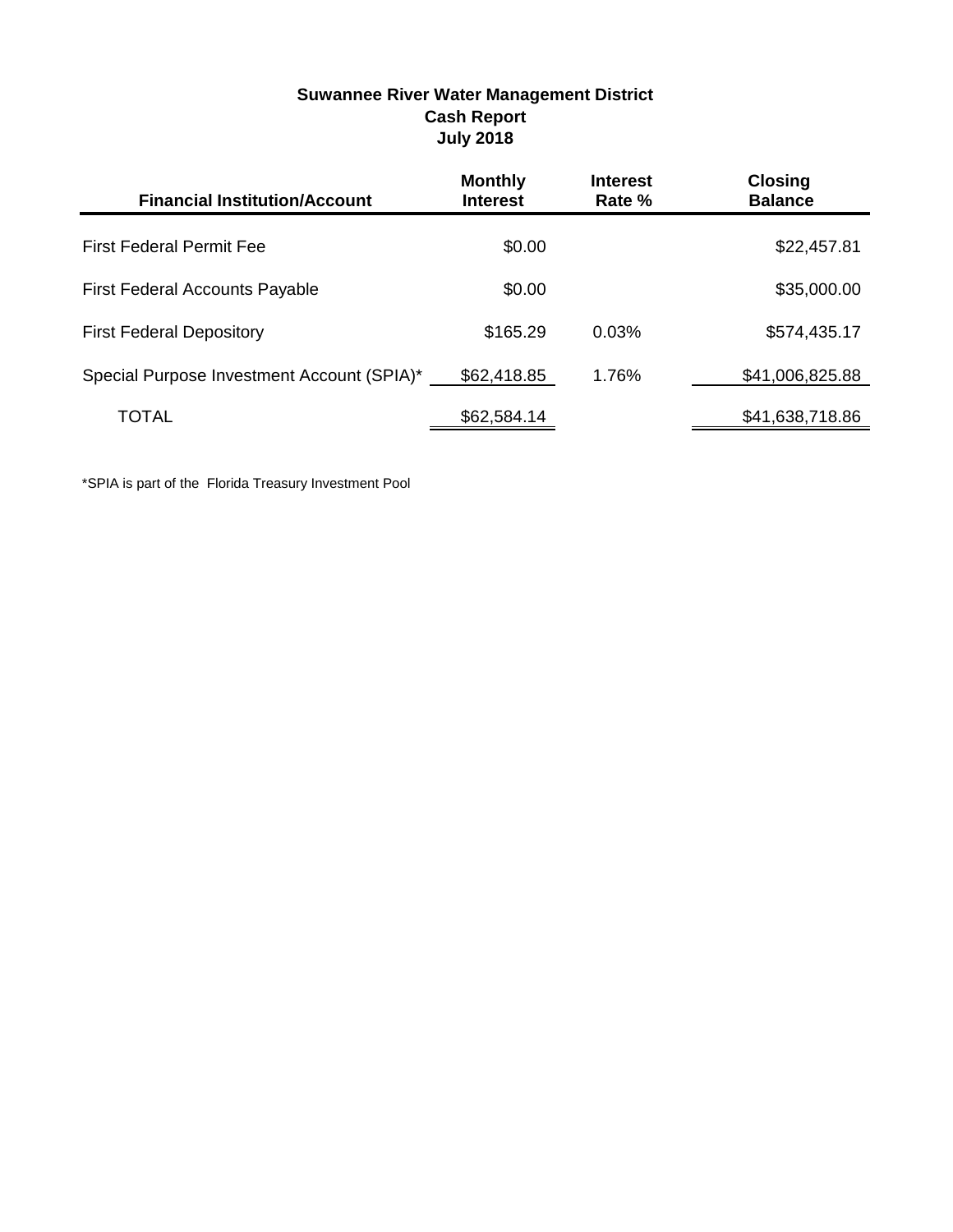**Suwannee River Water Management District**
**Cash Report**
**July 2018**

| Financial Institution/Account | Monthly Interest | Interest Rate % | Closing Balance |
|---|---|---|---|
| First Federal Permit Fee | $0.00 | | $22,457.81 |
| First Federal Accounts Payable | $0.00 | | $35,000.00 |
| First Federal Depository | $165.29 | 0.03% | $574,435.17 |
| Special Purpose Investment Account (SPIA)* | $62,418.85 | 1.76% | $41,006,825.88 |
| TOTAL | $62,584.14 | | $41,638,718.86 |

*SPIA is part of the Florida Treasury Investment Pool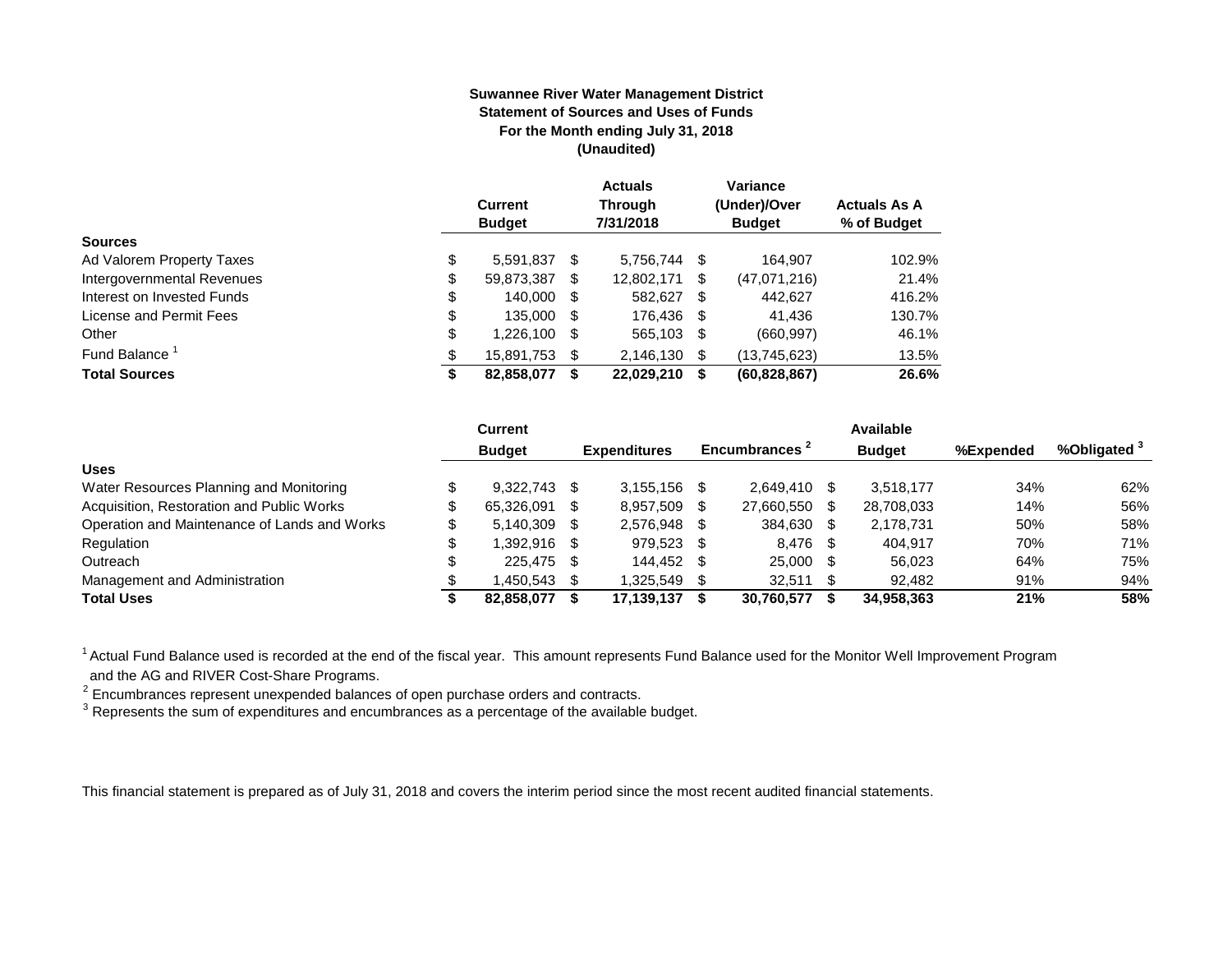**Suwannee River Water Management District**
**Statement of Sources and Uses of Funds**
**For the Month ending July 31, 2018**
**(Unaudited)**

| | Current Budget | Actuals Through 7/31/2018 | Variance (Under)/Over Budget | Actuals As A % of Budget |
|---|---|---|---|---|
| **Sources** | | | | |
| Ad Valorem Property Taxes | $ 5,591,837 | $ 5,756,744 | $ 164,907 | 102.9% |
| Intergovernmental Revenues | $ 59,873,387 | $ 12,802,171 | $ (47,071,216) | 21.4% |
| Interest on Invested Funds | $ 140,000 | $ 582,627 | $ 442,627 | 416.2% |
| License and Permit Fees | $ 135,000 | $ 176,436 | $ 41,436 | 130.7% |
| Other | $ 1,226,100 | $ 565,103 | $ (660,997) | 46.1% |
| Fund Balance [1] | $ 15,891,753 | $ 2,146,130 | $ (13,745,623) | 13.5% |
| **Total Sources** | **$ 82,858,077** | **$ 22,029,210** | **$ (60,828,867)** | **26.6%** |

| | Current Budget | Expenditures | Encumbrances [2] | Available Budget | %Expended | %Obligated [3] |
|---|---|---|---|---|---|---|
| **Uses** | | | | | | |
| Water Resources Planning and Monitoring | $ 9,322,743 | $ 3,155,156 | $ 2,649,410 | $ 3,518,177 | 34% | 62% |
| Acquisition, Restoration and Public Works | $ 65,326,091 | $ 8,957,509 | $ 27,660,550 | $ 28,708,033 | 14% | 56% |
| Operation and Maintenance of Lands and Works | $ 5,140,309 | $ 2,576,948 | $ 384,630 | $ 2,178,731 | 50% | 58% |
| Regulation | $ 1,392,916 | $ 979,523 | $ 8,476 | $ 404,917 | 70% | 71% |
| Outreach | $ 225,475 | $ 144,452 | $ 25,000 | $ 56,023 | 64% | 75% |
| Management and Administration | $ 1,450,543 | $ 1,325,549 | $ 32,511 | $ 92,482 | 91% | 94% |
| **Total Uses** | **$ 82,858,077** | **$ 17,139,137** | **$ 30,760,577** | **$ 34,958,363** | **21%** | **58%** |

[1] Actual Fund Balance used is recorded at the end of the fiscal year. This amount represents Fund Balance used for the Monitor Well Improvement Program and the AG and RIVER Cost-Share Programs.

[2] Encumbrances represent unexpended balances of open purchase orders and contracts.

[3] Represents the sum of expenditures and encumbrances as a percentage of the available budget.

This financial statement is prepared as of July 31, 2018 and covers the interim period since the most recent audited financial statements.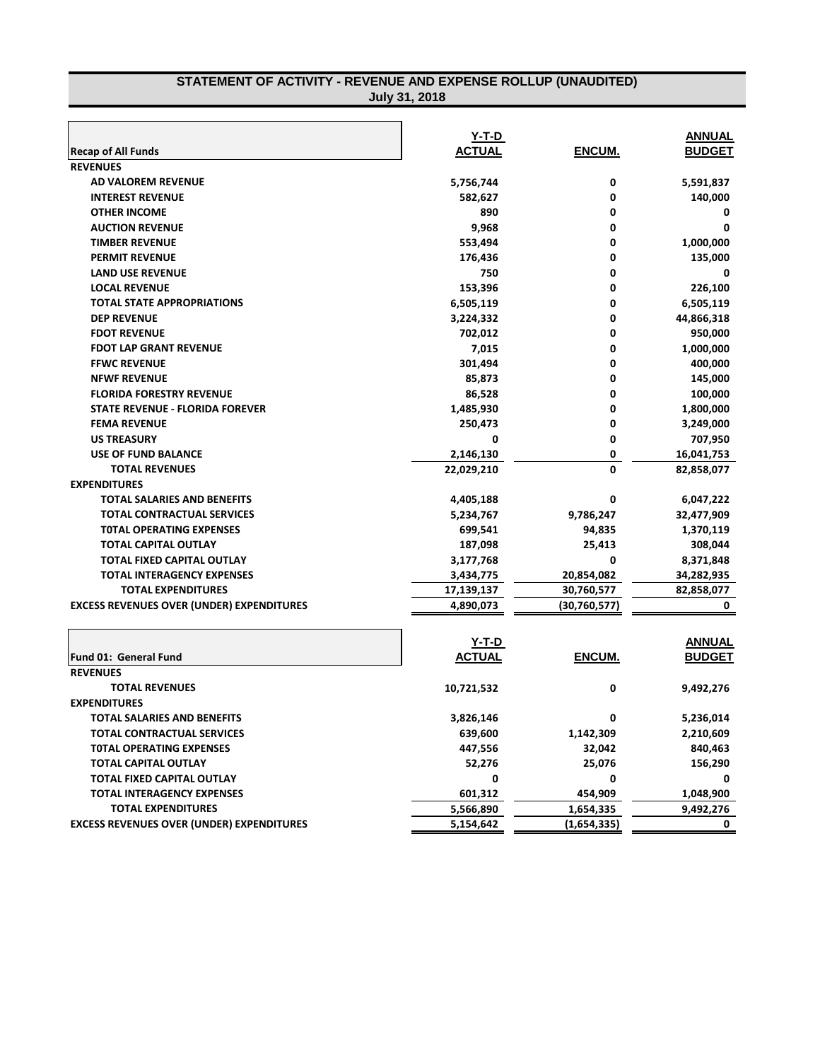# STATEMENT OF ACTIVITY - REVENUE AND EXPENSE ROLLUP (UNAUDITED)

**July 31, 2018**

| Recap of All Funds | Y-T-D ACTUAL | ENCUM. | ANNUAL BUDGET |
|---|---|---|---|
| **REVENUES** | | | |
| AD VALOREM REVENUE | 5,756,744 | 0 | 5,591,837 |
| INTEREST REVENUE | 582,627 | 0 | 140,000 |
| OTHER INCOME | 890 | 0 | 0 |
| AUCTION REVENUE | 9,968 | 0 | 0 |
| TIMBER REVENUE | 553,494 | 0 | 1,000,000 |
| PERMIT REVENUE | 176,436 | 0 | 135,000 |
| LAND USE REVENUE | 750 | 0 | 0 |
| LOCAL REVENUE | 153,396 | 0 | 226,100 |
| TOTAL STATE APPROPRIATIONS | 6,505,119 | 0 | 6,505,119 |
| DEP REVENUE | 3,224,332 | 0 | 44,866,318 |
| FDOT REVENUE | 702,012 | 0 | 950,000 |
| FDOT LAP GRANT REVENUE | 7,015 | 0 | 1,000,000 |
| FFWC REVENUE | 301,494 | 0 | 400,000 |
| NFWF REVENUE | 85,873 | 0 | 145,000 |
| FLORIDA FORESTRY REVENUE | 86,528 | 0 | 100,000 |
| STATE REVENUE - FLORIDA FOREVER | 1,485,930 | 0 | 1,800,000 |
| FEMA REVENUE | 250,473 | 0 | 3,249,000 |
| US TREASURY | 0 | 0 | 707,950 |
| USE OF FUND BALANCE | 2,146,130 | 0 | 16,041,753 |
| TOTAL REVENUES | 22,029,210 | 0 | 82,858,077 |
| **EXPENDITURES** | | | |
| TOTAL SALARIES AND BENEFITS | 4,405,188 | 0 | 6,047,222 |
| TOTAL CONTRACTUAL SERVICES | 5,234,767 | 9,786,247 | 32,477,909 |
| T0TAL OPERATING EXPENSES | 699,541 | 94,835 | 1,370,119 |
| TOTAL CAPITAL OUTLAY | 187,098 | 25,413 | 308,044 |
| TOTAL FIXED CAPITAL OUTLAY | 3,177,768 | 0 | 8,371,848 |
| TOTAL INTERAGENCY EXPENSES | 3,434,775 | 20,854,082 | 34,282,935 |
| TOTAL EXPENDITURES | 17,139,137 | 30,760,577 | 82,858,077 |
| **EXCESS REVENUES OVER (UNDER) EXPENDITURES** | 4,890,073 | (30,760,577) | 0 |

| Fund 01: General Fund | Y-T-D ACTUAL | ENCUM. | ANNUAL BUDGET |
|---|---|---|---|
| **REVENUES** | | | |
| TOTAL REVENUES | 10,721,532 | 0 | 9,492,276 |
| **EXPENDITURES** | | | |
| TOTAL SALARIES AND BENEFITS | 3,826,146 | 0 | 5,236,014 |
| TOTAL CONTRACTUAL SERVICES | 639,600 | 1,142,309 | 2,210,609 |
| T0TAL OPERATING EXPENSES | 447,556 | 32,042 | 840,463 |
| TOTAL CAPITAL OUTLAY | 52,276 | 25,076 | 156,290 |
| TOTAL FIXED CAPITAL OUTLAY | 0 | 0 | 0 |
| TOTAL INTERAGENCY EXPENSES | 601,312 | 454,909 | 1,048,900 |
| TOTAL EXPENDITURES | 5,566,890 | 1,654,335 | 9,492,276 |
| **EXCESS REVENUES OVER (UNDER) EXPENDITURES** | 5,154,642 | (1,654,335) | 0 |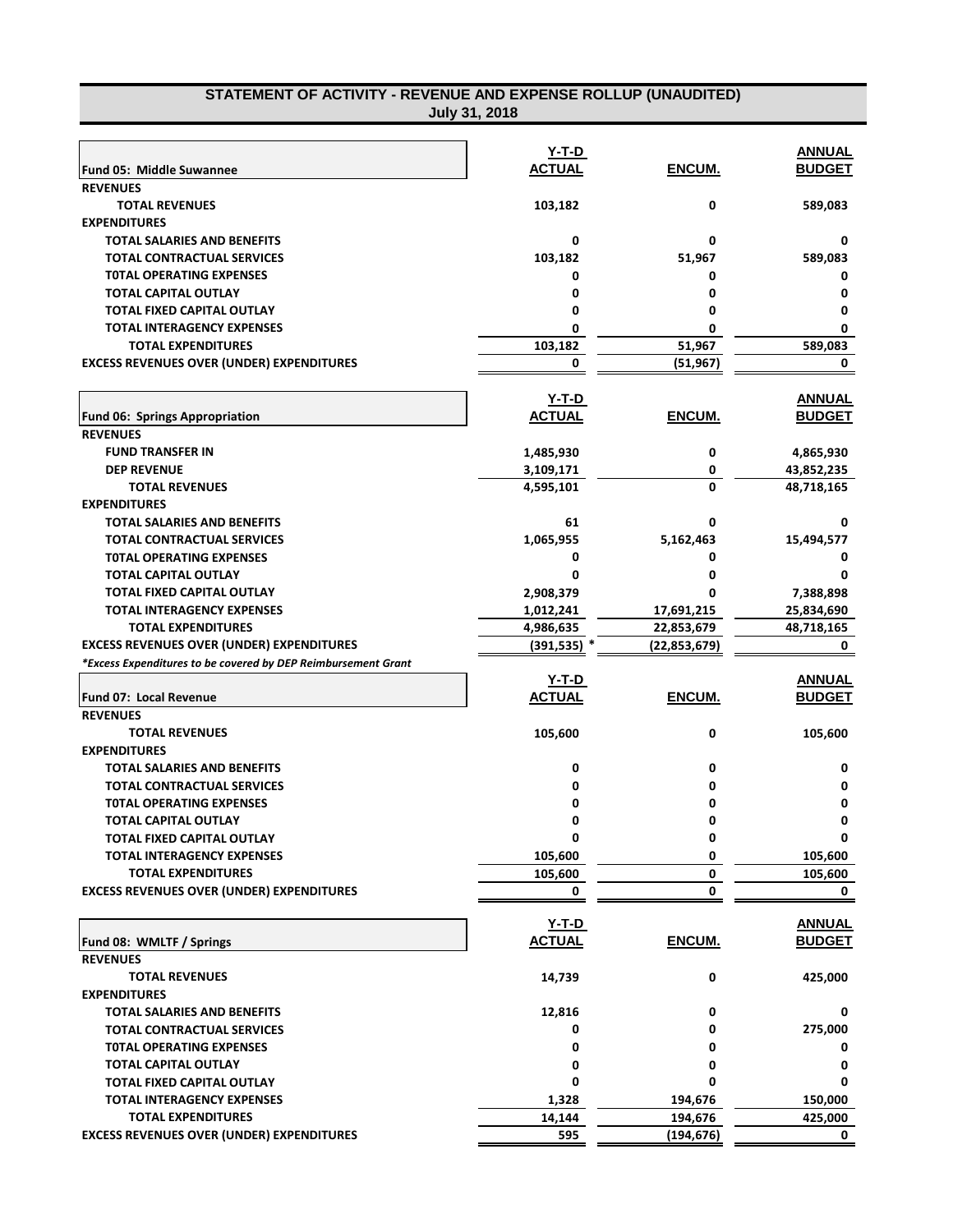# STATEMENT OF ACTIVITY - REVENUE AND EXPENSE ROLLUP (UNAUDITED)
## July 31, 2018

| Fund 05: Middle Suwannee | Y-T-D ACTUAL | ENCUM. | ANNUAL BUDGET |
|---|---|---|---|
| **REVENUES** | | | |
| TOTAL REVENUES | 103,182 | 0 | 589,083 |
| **EXPENDITURES** | | | |
| TOTAL SALARIES AND BENEFITS | 0 | 0 | 0 |
| TOTAL CONTRACTUAL SERVICES | 103,182 | 51,967 | 589,083 |
| TOTAL OPERATING EXPENSES | 0 | 0 | 0 |
| TOTAL CAPITAL OUTLAY | 0 | 0 | 0 |
| TOTAL FIXED CAPITAL OUTLAY | 0 | 0 | 0 |
| TOTAL INTERAGENCY EXPENSES | 0 | 0 | 0 |
| TOTAL EXPENDITURES | 103,182 | 51,967 | 589,083 |
| EXCESS REVENUES OVER (UNDER) EXPENDITURES | 0 | (51,967) | 0 |

| Fund 06: Springs Appropriation | Y-T-D ACTUAL | ENCUM. | ANNUAL BUDGET |
|---|---|---|---|
| **REVENUES** | | | |
| FUND TRANSFER IN | 1,485,930 | 0 | 4,865,930 |
| DEP REVENUE | 3,109,171 | 0 | 43,852,235 |
| TOTAL REVENUES | 4,595,101 | 0 | 48,718,165 |
| **EXPENDITURES** | | | |
| TOTAL SALARIES AND BENEFITS | 61 | 0 | 0 |
| TOTAL CONTRACTUAL SERVICES | 1,065,955 | 5,162,463 | 15,494,577 |
| TOTAL OPERATING EXPENSES | 0 | 0 | 0 |
| TOTAL CAPITAL OUTLAY | 0 | 0 | 0 |
| TOTAL FIXED CAPITAL OUTLAY | 2,908,379 | 0 | 7,388,898 |
| TOTAL INTERAGENCY EXPENSES | 1,012,241 | 17,691,215 | 25,834,690 |
| TOTAL EXPENDITURES | 4,986,635 | 22,853,679 | 48,718,165 |
| EXCESS REVENUES OVER (UNDER) EXPENDITURES | (391,535) * | (22,853,679) | 0 |

*Excess Expenditures to be covered by DEP Reimbursement Grant*

| Fund 07: Local Revenue | Y-T-D ACTUAL | ENCUM. | ANNUAL BUDGET |
|---|---|---|---|
| **REVENUES** | | | |
| TOTAL REVENUES | 105,600 | 0 | 105,600 |
| **EXPENDITURES** | | | |
| TOTAL SALARIES AND BENEFITS | 0 | 0 | 0 |
| TOTAL CONTRACTUAL SERVICES | 0 | 0 | 0 |
| TOTAL OPERATING EXPENSES | 0 | 0 | 0 |
| TOTAL CAPITAL OUTLAY | 0 | 0 | 0 |
| TOTAL FIXED CAPITAL OUTLAY | 0 | 0 | 0 |
| TOTAL INTERAGENCY EXPENSES | 105,600 | 0 | 105,600 |
| TOTAL EXPENDITURES | 105,600 | 0 | 105,600 |
| EXCESS REVENUES OVER (UNDER) EXPENDITURES | 0 | 0 | 0 |

| Fund 08: WMLTF / Springs | Y-T-D ACTUAL | ENCUM. | ANNUAL BUDGET |
|---|---|---|---|
| **REVENUES** | | | |
| TOTAL REVENUES | 14,739 | 0 | 425,000 |
| **EXPENDITURES** | | | |
| TOTAL SALARIES AND BENEFITS | 12,816 | 0 | 0 |
| TOTAL CONTRACTUAL SERVICES | 0 | 0 | 275,000 |
| TOTAL OPERATING EXPENSES | 0 | 0 | 0 |
| TOTAL CAPITAL OUTLAY | 0 | 0 | 0 |
| TOTAL FIXED CAPITAL OUTLAY | 0 | 0 | 0 |
| TOTAL INTERAGENCY EXPENSES | 1,328 | 194,676 | 150,000 |
| TOTAL EXPENDITURES | 14,144 | 194,676 | 425,000 |
| EXCESS REVENUES OVER (UNDER) EXPENDITURES | 595 | (194,676) | 0 |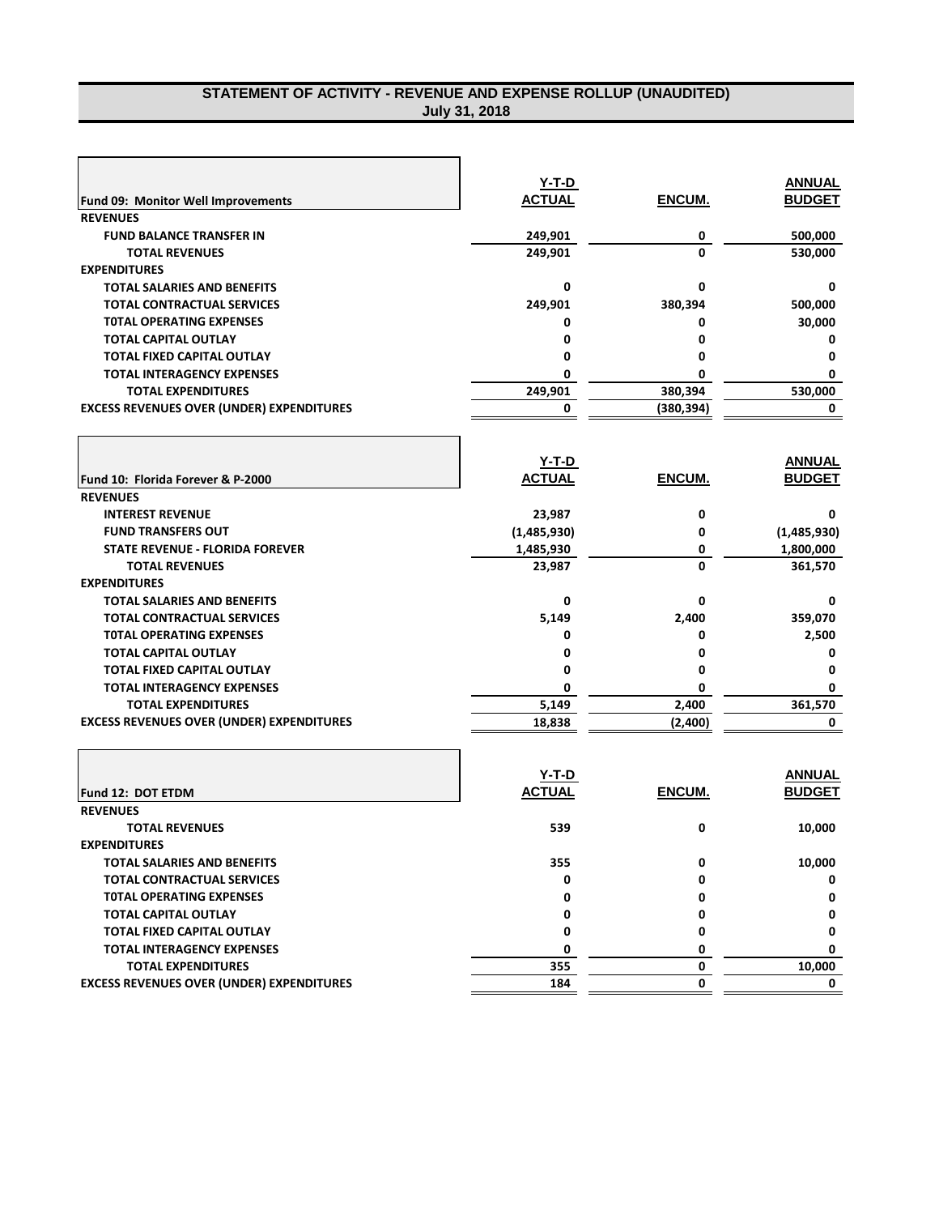## STATEMENT OF ACTIVITY - REVENUE AND EXPENSE ROLLUP (UNAUDITED)
### July 31, 2018

| Fund 09: Monitor Well Improvements | Y-T-D ACTUAL | ENCUM. | ANNUAL BUDGET |
|---|---|---|---|
| **REVENUES** | | | |
| FUND BALANCE TRANSFER IN | 249,901 | 0 | 500,000 |
| TOTAL REVENUES | 249,901 | 0 | 530,000 |
| **EXPENDITURES** | | | |
| TOTAL SALARIES AND BENEFITS | 0 | 0 | 0 |
| TOTAL CONTRACTUAL SERVICES | 249,901 | 380,394 | 500,000 |
| T0TAL OPERATING EXPENSES | 0 | 0 | 30,000 |
| TOTAL CAPITAL OUTLAY | 0 | 0 | 0 |
| TOTAL FIXED CAPITAL OUTLAY | 0 | 0 | 0 |
| TOTAL INTERAGENCY EXPENSES | 0 | 0 | 0 |
| TOTAL EXPENDITURES | 249,901 | 380,394 | 530,000 |
| EXCESS REVENUES OVER (UNDER) EXPENDITURES | 0 | (380,394) | 0 |

| Fund 10: Florida Forever & P-2000 | Y-T-D ACTUAL | ENCUM. | ANNUAL BUDGET |
|---|---|---|---|
| **REVENUES** | | | |
| INTEREST REVENUE | 23,987 | 0 | 0 |
| FUND TRANSFERS OUT | (1,485,930) | 0 | (1,485,930) |
| STATE REVENUE - FLORIDA FOREVER | 1,485,930 | 0 | 1,800,000 |
| TOTAL REVENUES | 23,987 | 0 | 361,570 |
| **EXPENDITURES** | | | |
| TOTAL SALARIES AND BENEFITS | 0 | 0 | 0 |
| TOTAL CONTRACTUAL SERVICES | 5,149 | 2,400 | 359,070 |
| T0TAL OPERATING EXPENSES | 0 | 0 | 2,500 |
| TOTAL CAPITAL OUTLAY | 0 | 0 | 0 |
| TOTAL FIXED CAPITAL OUTLAY | 0 | 0 | 0 |
| TOTAL INTERAGENCY EXPENSES | 0 | 0 | 0 |
| TOTAL EXPENDITURES | 5,149 | 2,400 | 361,570 |
| EXCESS REVENUES OVER (UNDER) EXPENDITURES | 18,838 | (2,400) | 0 |

| Fund 12: DOT ETDM | Y-T-D ACTUAL | ENCUM. | ANNUAL BUDGET |
|---|---|---|---|
| **REVENUES** | | | |
| TOTAL REVENUES | 539 | 0 | 10,000 |
| **EXPENDITURES** | | | |
| TOTAL SALARIES AND BENEFITS | 355 | 0 | 10,000 |
| TOTAL CONTRACTUAL SERVICES | 0 | 0 | 0 |
| T0TAL OPERATING EXPENSES | 0 | 0 | 0 |
| TOTAL CAPITAL OUTLAY | 0 | 0 | 0 |
| TOTAL FIXED CAPITAL OUTLAY | 0 | 0 | 0 |
| TOTAL INTERAGENCY EXPENSES | 0 | 0 | 0 |
| TOTAL EXPENDITURES | 355 | 0 | 10,000 |
| EXCESS REVENUES OVER (UNDER) EXPENDITURES | 184 | 0 | 0 |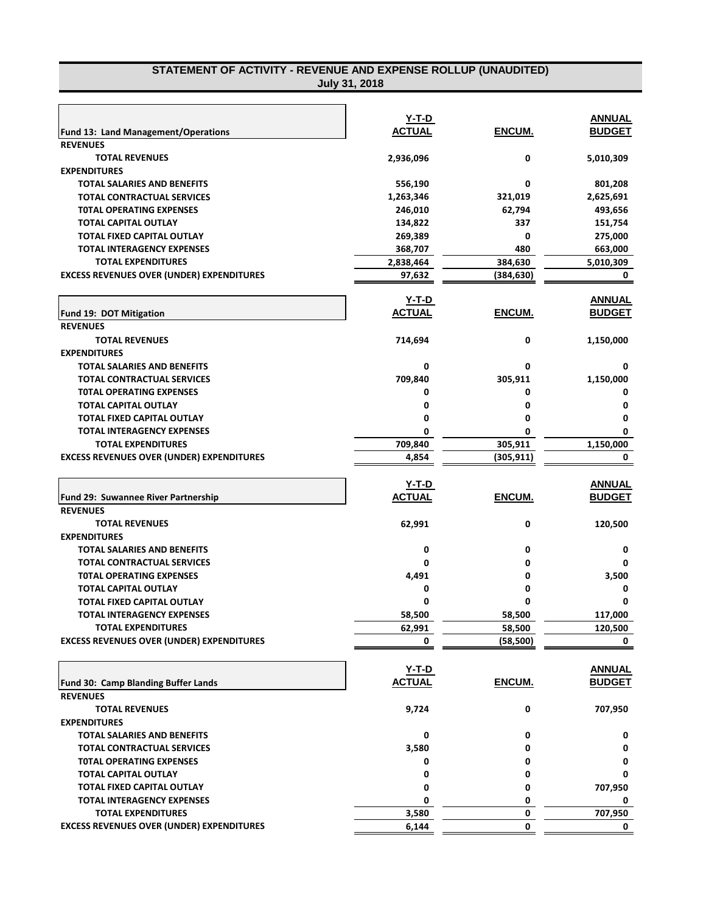# STATEMENT OF ACTIVITY - REVENUE AND EXPENSE ROLLUP (UNAUDITED)

**July 31, 2018**

| Fund 13: Land Management/Operations | Y-T-D ACTUAL | ENCUM. | ANNUAL BUDGET |
|---|---|---|---|
| **REVENUES** | | | |
| TOTAL REVENUES | 2,936,096 | 0 | 5,010,309 |
| **EXPENDITURES** | | | |
| TOTAL SALARIES AND BENEFITS | 556,190 | 0 | 801,208 |
| TOTAL CONTRACTUAL SERVICES | 1,263,346 | 321,019 | 2,625,691 |
| TOTAL OPERATING EXPENSES | 246,010 | 62,794 | 493,656 |
| TOTAL CAPITAL OUTLAY | 134,822 | 337 | 151,754 |
| TOTAL FIXED CAPITAL OUTLAY | 269,389 | 0 | 275,000 |
| TOTAL INTERAGENCY EXPENSES | 368,707 | 480 | 663,000 |
| TOTAL EXPENDITURES | 2,838,464 | 384,630 | 5,010,309 |
| EXCESS REVENUES OVER (UNDER) EXPENDITURES | 97,632 | (384,630) | 0 |

| Fund 19: DOT Mitigation | Y-T-D ACTUAL | ENCUM. | ANNUAL BUDGET |
|---|---|---|---|
| **REVENUES** | | | |
| TOTAL REVENUES | 714,694 | 0 | 1,150,000 |
| **EXPENDITURES** | | | |
| TOTAL SALARIES AND BENEFITS | 0 | 0 | 0 |
| TOTAL CONTRACTUAL SERVICES | 709,840 | 305,911 | 1,150,000 |
| TOTAL OPERATING EXPENSES | 0 | 0 | 0 |
| TOTAL CAPITAL OUTLAY | 0 | 0 | 0 |
| TOTAL FIXED CAPITAL OUTLAY | 0 | 0 | 0 |
| TOTAL INTERAGENCY EXPENSES | 0 | 0 | 0 |
| TOTAL EXPENDITURES | 709,840 | 305,911 | 1,150,000 |
| EXCESS REVENUES OVER (UNDER) EXPENDITURES | 4,854 | (305,911) | 0 |

| Fund 29: Suwannee River Partnership | Y-T-D ACTUAL | ENCUM. | ANNUAL BUDGET |
|---|---|---|---|
| **REVENUES** | | | |
| TOTAL REVENUES | 62,991 | 0 | 120,500 |
| **EXPENDITURES** | | | |
| TOTAL SALARIES AND BENEFITS | 0 | 0 | 0 |
| TOTAL CONTRACTUAL SERVICES | 0 | 0 | 0 |
| TOTAL OPERATING EXPENSES | 4,491 | 0 | 3,500 |
| TOTAL CAPITAL OUTLAY | 0 | 0 | 0 |
| TOTAL FIXED CAPITAL OUTLAY | 0 | 0 | 0 |
| TOTAL INTERAGENCY EXPENSES | 58,500 | 58,500 | 117,000 |
| TOTAL EXPENDITURES | 62,991 | 58,500 | 120,500 |
| EXCESS REVENUES OVER (UNDER) EXPENDITURES | 0 | (58,500) | 0 |

| Fund 30: Camp Blanding Buffer Lands | Y-T-D ACTUAL | ENCUM. | ANNUAL BUDGET |
|---|---|---|---|
| **REVENUES** | | | |
| TOTAL REVENUES | 9,724 | 0 | 707,950 |
| **EXPENDITURES** | | | |
| TOTAL SALARIES AND BENEFITS | 0 | 0 | 0 |
| TOTAL CONTRACTUAL SERVICES | 3,580 | 0 | 0 |
| TOTAL OPERATING EXPENSES | 0 | 0 | 0 |
| TOTAL CAPITAL OUTLAY | 0 | 0 | 0 |
| TOTAL FIXED CAPITAL OUTLAY | 0 | 0 | 707,950 |
| TOTAL INTERAGENCY EXPENSES | 0 | 0 | 0 |
| TOTAL EXPENDITURES | 3,580 | 0 | 707,950 |
| EXCESS REVENUES OVER (UNDER) EXPENDITURES | 6,144 | 0 | 0 |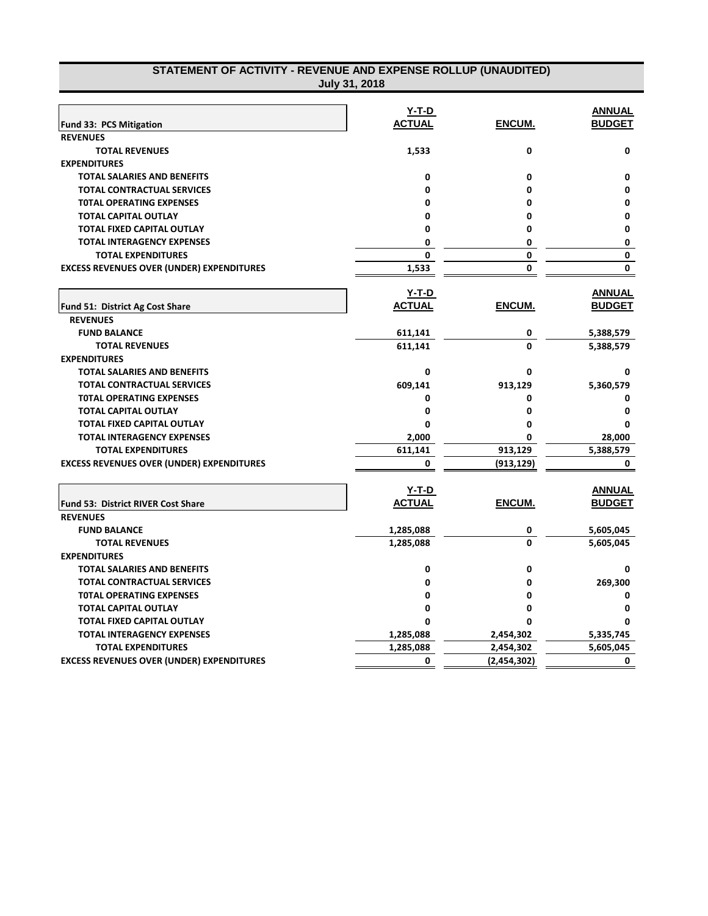## STATEMENT OF ACTIVITY - REVENUE AND EXPENSE ROLLUP (UNAUDITED)
### July 31, 2018

| Fund 33: PCS Mitigation | Y-T-D ACTUAL | ENCUM. | ANNUAL BUDGET |
|---|---|---|---|
| **REVENUES** | | | |
| **TOTAL REVENUES** | 1,533 | 0 | 0 |
| **EXPENDITURES** | | | |
| **TOTAL SALARIES AND BENEFITS** | 0 | 0 | 0 |
| **TOTAL CONTRACTUAL SERVICES** | 0 | 0 | 0 |
| **TOTAL OPERATING EXPENSES** | 0 | 0 | 0 |
| **TOTAL CAPITAL OUTLAY** | 0 | 0 | 0 |
| **TOTAL FIXED CAPITAL OUTLAY** | 0 | 0 | 0 |
| **TOTAL INTERAGENCY EXPENSES** | 0 | 0 | 0 |
| **TOTAL EXPENDITURES** | 0 | 0 | 0 |
| **EXCESS REVENUES OVER (UNDER) EXPENDITURES** | 1,533 | 0 | 0 |

| Fund 51: District Ag Cost Share | Y-T-D ACTUAL | ENCUM. | ANNUAL BUDGET |
|---|---|---|---|
| **REVENUES** | | | |
| **FUND BALANCE** | 611,141 | 0 | 5,388,579 |
| **TOTAL REVENUES** | 611,141 | 0 | 5,388,579 |
| **EXPENDITURES** | | | |
| **TOTAL SALARIES AND BENEFITS** | 0 | 0 | 0 |
| **TOTAL CONTRACTUAL SERVICES** | 609,141 | 913,129 | 5,360,579 |
| **TOTAL OPERATING EXPENSES** | 0 | 0 | 0 |
| **TOTAL CAPITAL OUTLAY** | 0 | 0 | 0 |
| **TOTAL FIXED CAPITAL OUTLAY** | 0 | 0 | 0 |
| **TOTAL INTERAGENCY EXPENSES** | 2,000 | 0 | 28,000 |
| **TOTAL EXPENDITURES** | 611,141 | 913,129 | 5,388,579 |
| **EXCESS REVENUES OVER (UNDER) EXPENDITURES** | 0 | (913,129) | 0 |

| Fund 53: District RIVER Cost Share | Y-T-D ACTUAL | ENCUM. | ANNUAL BUDGET |
|---|---|---|---|
| **REVENUES** | | | |
| **FUND BALANCE** | 1,285,088 | 0 | 5,605,045 |
| **TOTAL REVENUES** | 1,285,088 | 0 | 5,605,045 |
| **EXPENDITURES** | | | |
| **TOTAL SALARIES AND BENEFITS** | 0 | 0 | 0 |
| **TOTAL CONTRACTUAL SERVICES** | 0 | 0 | 269,300 |
| **TOTAL OPERATING EXPENSES** | 0 | 0 | 0 |
| **TOTAL CAPITAL OUTLAY** | 0 | 0 | 0 |
| **TOTAL FIXED CAPITAL OUTLAY** | 0 | 0 | 0 |
| **TOTAL INTERAGENCY EXPENSES** | 1,285,088 | 2,454,302 | 5,335,745 |
| **TOTAL EXPENDITURES** | 1,285,088 | 2,454,302 | 5,605,045 |
| **EXCESS REVENUES OVER (UNDER) EXPENDITURES** | 0 | (2,454,302) | 0 |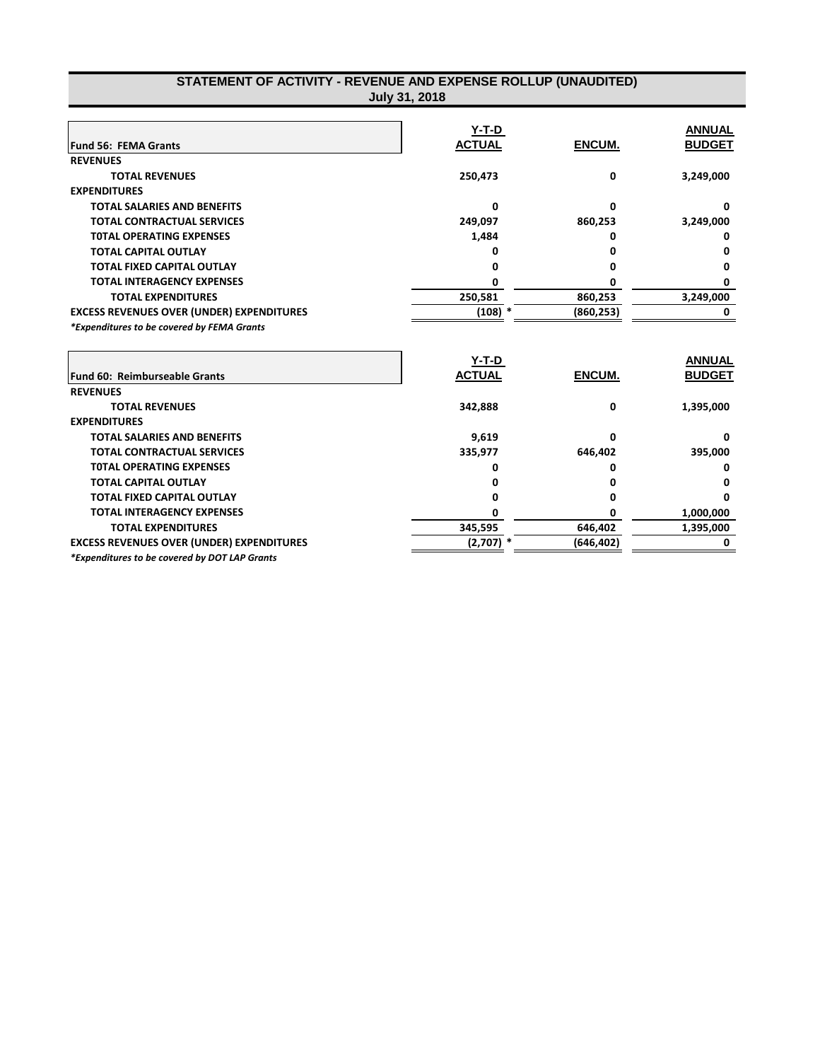# STATEMENT OF ACTIVITY - REVENUE AND EXPENSE ROLLUP (UNAUDITED)
## July 31, 2018

| Fund 56: FEMA Grants | Y-T-D ACTUAL | ENCUM. | ANNUAL BUDGET |
|---|---|---|---|
| **REVENUES** | | | |
| **TOTAL REVENUES** | 250,473 | 0 | 3,249,000 |
| **EXPENDITURES** | | | |
| **TOTAL SALARIES AND BENEFITS** | 0 | 0 | 0 |
| **TOTAL CONTRACTUAL SERVICES** | 249,097 | 860,253 | 3,249,000 |
| **T0TAL OPERATING EXPENSES** | 1,484 | 0 | 0 |
| **TOTAL CAPITAL OUTLAY** | 0 | 0 | 0 |
| **TOTAL FIXED CAPITAL OUTLAY** | 0 | 0 | 0 |
| **TOTAL INTERAGENCY EXPENSES** | 0 | 0 | 0 |
| **TOTAL EXPENDITURES** | 250,581 | 860,253 | 3,249,000 |
| **EXCESS REVENUES OVER (UNDER) EXPENDITURES** | (108) * | (860,253) | 0 |

*\*Expenditures to be covered by FEMA Grants*

| Fund 60: Reimburseable Grants | Y-T-D ACTUAL | ENCUM. | ANNUAL BUDGET |
|---|---|---|---|
| **REVENUES** | | | |
| **TOTAL REVENUES** | 342,888 | 0 | 1,395,000 |
| **EXPENDITURES** | | | |
| **TOTAL SALARIES AND BENEFITS** | 9,619 | 0 | 0 |
| **TOTAL CONTRACTUAL SERVICES** | 335,977 | 646,402 | 395,000 |
| **T0TAL OPERATING EXPENSES** | 0 | 0 | 0 |
| **TOTAL CAPITAL OUTLAY** | 0 | 0 | 0 |
| **TOTAL FIXED CAPITAL OUTLAY** | 0 | 0 | 0 |
| **TOTAL INTERAGENCY EXPENSES** | 0 | 0 | 1,000,000 |
| **TOTAL EXPENDITURES** | 345,595 | 646,402 | 1,395,000 |
| **EXCESS REVENUES OVER (UNDER) EXPENDITURES** | (2,707) * | (646,402) | 0 |

*\*Expenditures to be covered by DOT LAP Grants*